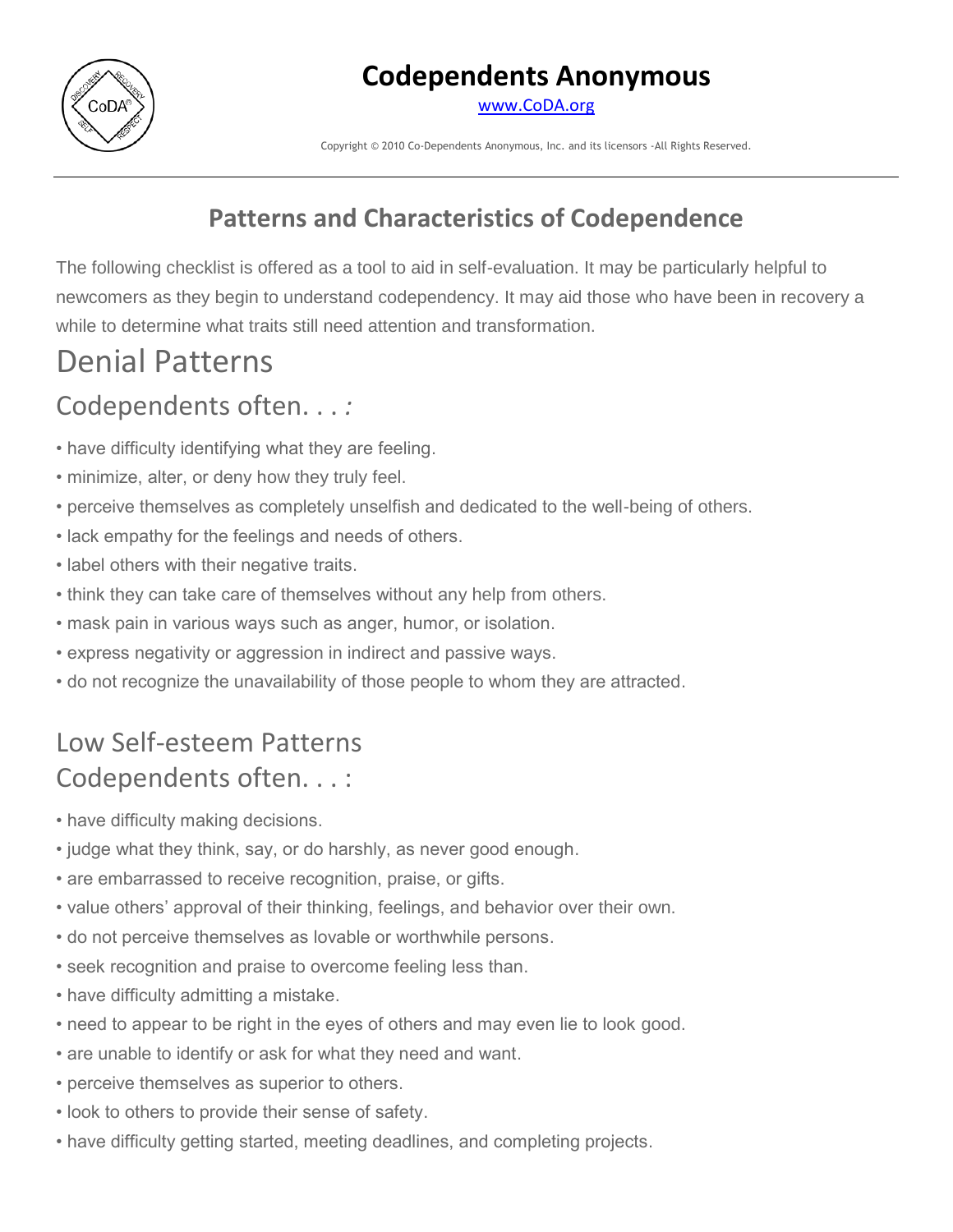# Codependents Anonymous

www.CoDA.org

Copyright © 2010 Co-Dependents Anonymous, Inc. and its licensors -All Rights Reserved.

## Patterns and Characteristics of Codependence

The following checklist is offered as a tool to aid in self-evaluation. It may be particularly helpful to newcomers as they begin to understand codependency. It may aid those who have been in recovery a while to determine what traits still need attention and transformation.

# Denial Patterns

## Codependents often. . . *:*

- have difficulty identifying what they are feeling.
- minimize, alter, or deny how they truly feel.
- perceive themselves as completely unselfish and dedicated to the well-being of others.
- lack empathy for the feelings and needs of others.
- label others with their negative traits.
- think they can take care of themselves without any help from others.
- mask pain in various ways such as anger, humor, or isolation.
- express negativity or aggression in indirect and passive ways.
- do not recognize the unavailability of those people to whom they are attracted.

## Low Self-esteem Patterns
## Codependents often. . . :

- have difficulty making decisions.
- judge what they think, say, or do harshly, as never good enough.
- are embarrassed to receive recognition, praise, or gifts.
- value others' approval of their thinking, feelings, and behavior over their own.
- do not perceive themselves as lovable or worthwhile persons.
- seek recognition and praise to overcome feeling less than.
- have difficulty admitting a mistake.
- need to appear to be right in the eyes of others and may even lie to look good.
- are unable to identify or ask for what they need and want.
- perceive themselves as superior to others.
- look to others to provide their sense of safety.
- have difficulty getting started, meeting deadlines, and completing projects.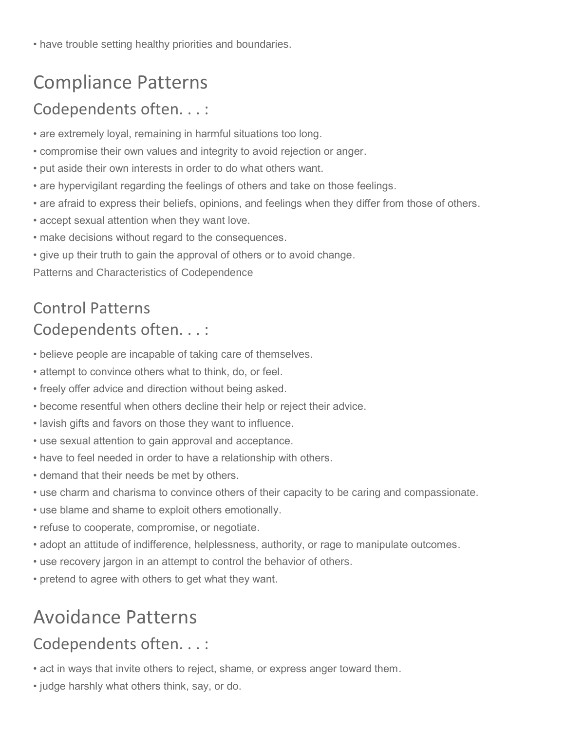- have trouble setting healthy priorities and boundaries.

## Compliance Patterns

### Codependents often. . . :

- are extremely loyal, remaining in harmful situations too long.
- compromise their own values and integrity to avoid rejection or anger.
- put aside their own interests in order to do what others want.
- are hypervigilant regarding the feelings of others and take on those feelings.
- are afraid to express their beliefs, opinions, and feelings when they differ from those of others.
- accept sexual attention when they want love.
- make decisions without regard to the consequences.
- give up their truth to gain the approval of others or to avoid change.

Patterns and Characteristics of Codependence

### Control Patterns

### Codependents often. . . :

- believe people are incapable of taking care of themselves.
- attempt to convince others what to think, do, or feel.
- freely offer advice and direction without being asked.
- become resentful when others decline their help or reject their advice.
- lavish gifts and favors on those they want to influence.
- use sexual attention to gain approval and acceptance.
- have to feel needed in order to have a relationship with others.
- demand that their needs be met by others.
- use charm and charisma to convince others of their capacity to be caring and compassionate.
- use blame and shame to exploit others emotionally.
- refuse to cooperate, compromise, or negotiate.
- adopt an attitude of indifference, helplessness, authority, or rage to manipulate outcomes.
- use recovery jargon in an attempt to control the behavior of others.
- pretend to agree with others to get what they want.

## Avoidance Patterns

### Codependents often. . . :

- act in ways that invite others to reject, shame, or express anger toward them.
- judge harshly what others think, say, or do.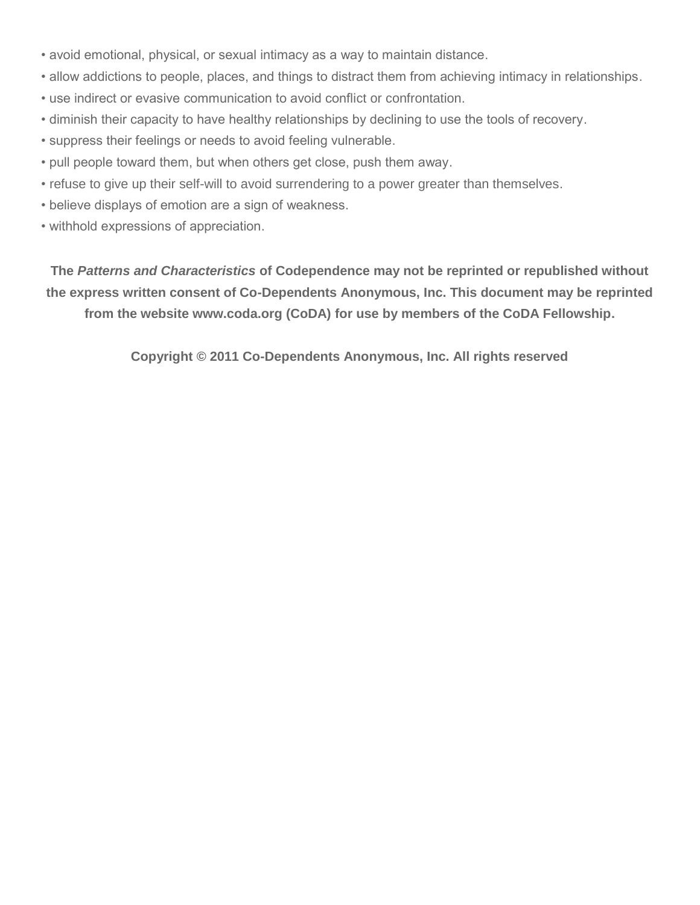- avoid emotional, physical, or sexual intimacy as a way to maintain distance.
- allow addictions to people, places, and things to distract them from achieving intimacy in relationships.
- use indirect or evasive communication to avoid conflict or confrontation.
- diminish their capacity to have healthy relationships by declining to use the tools of recovery.
- suppress their feelings or needs to avoid feeling vulnerable.
- pull people toward them, but when others get close, push them away.
- refuse to give up their self-will to avoid surrendering to a power greater than themselves.
- believe displays of emotion are a sign of weakness.
- withhold expressions of appreciation.

**The *Patterns and Characteristics* of Codependence may not be reprinted or republished without the express written consent of Co-Dependents Anonymous, Inc. This document may be reprinted from the website www.coda.org (CoDA) for use by members of the CoDA Fellowship.**

**Copyright © 2011 Co-Dependents Anonymous, Inc. All rights reserved**